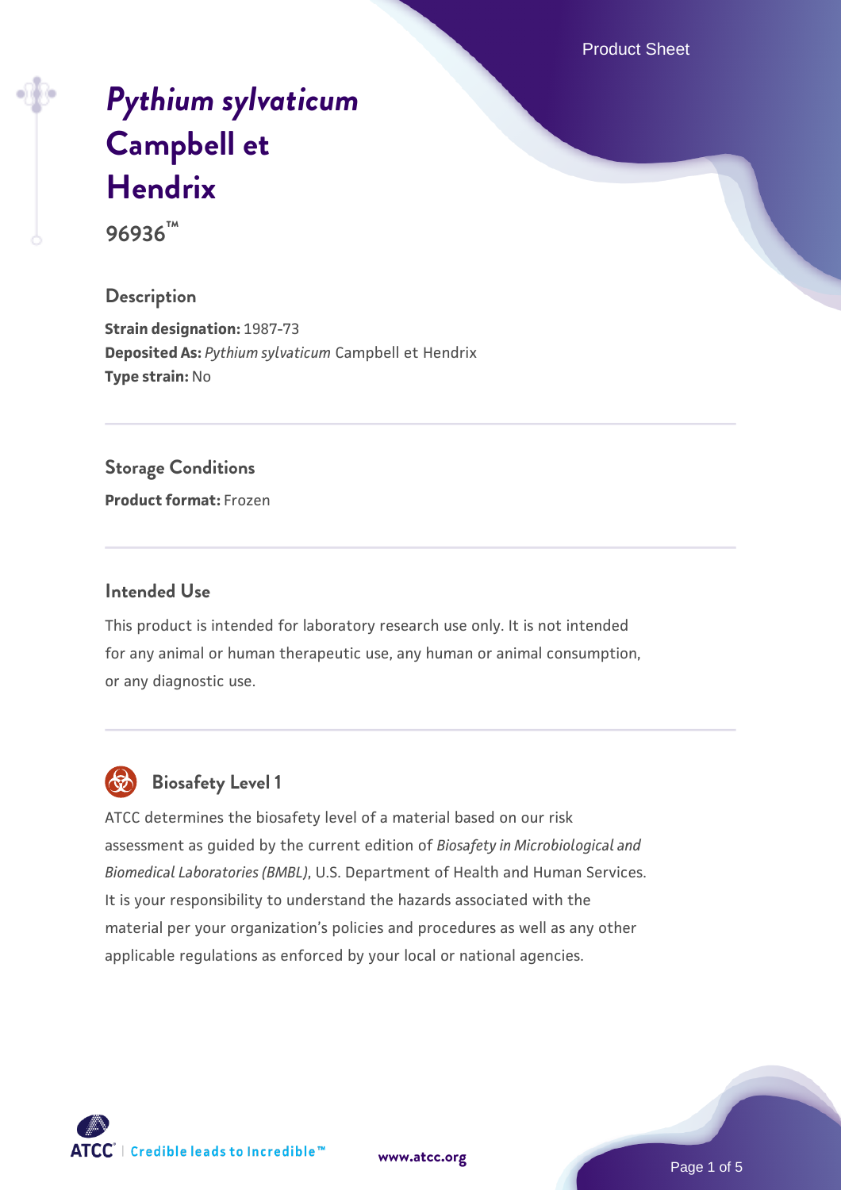# *Pythium sylvaticum* Campbell et Hendrix

**96936™**

## Description

**Strain designation:** 1987-73
**Deposited As:** *Pythium sylvaticum* Campbell et Hendrix
**Type strain:** No

## Storage Conditions

**Product format:** Frozen

## Intended Use

This product is intended for laboratory research use only. It is not intended for any animal or human therapeutic use, any human or animal consumption, or any diagnostic use.

## Biosafety Level 1

ATCC determines the biosafety level of a material based on our risk assessment as guided by the current edition of *Biosafety in Microbiological and Biomedical Laboratories (BMBL)*, U.S. Department of Health and Human Services. It is your responsibility to understand the hazards associated with the material per your organization's policies and procedures as well as any other applicable regulations as enforced by your local or national agencies.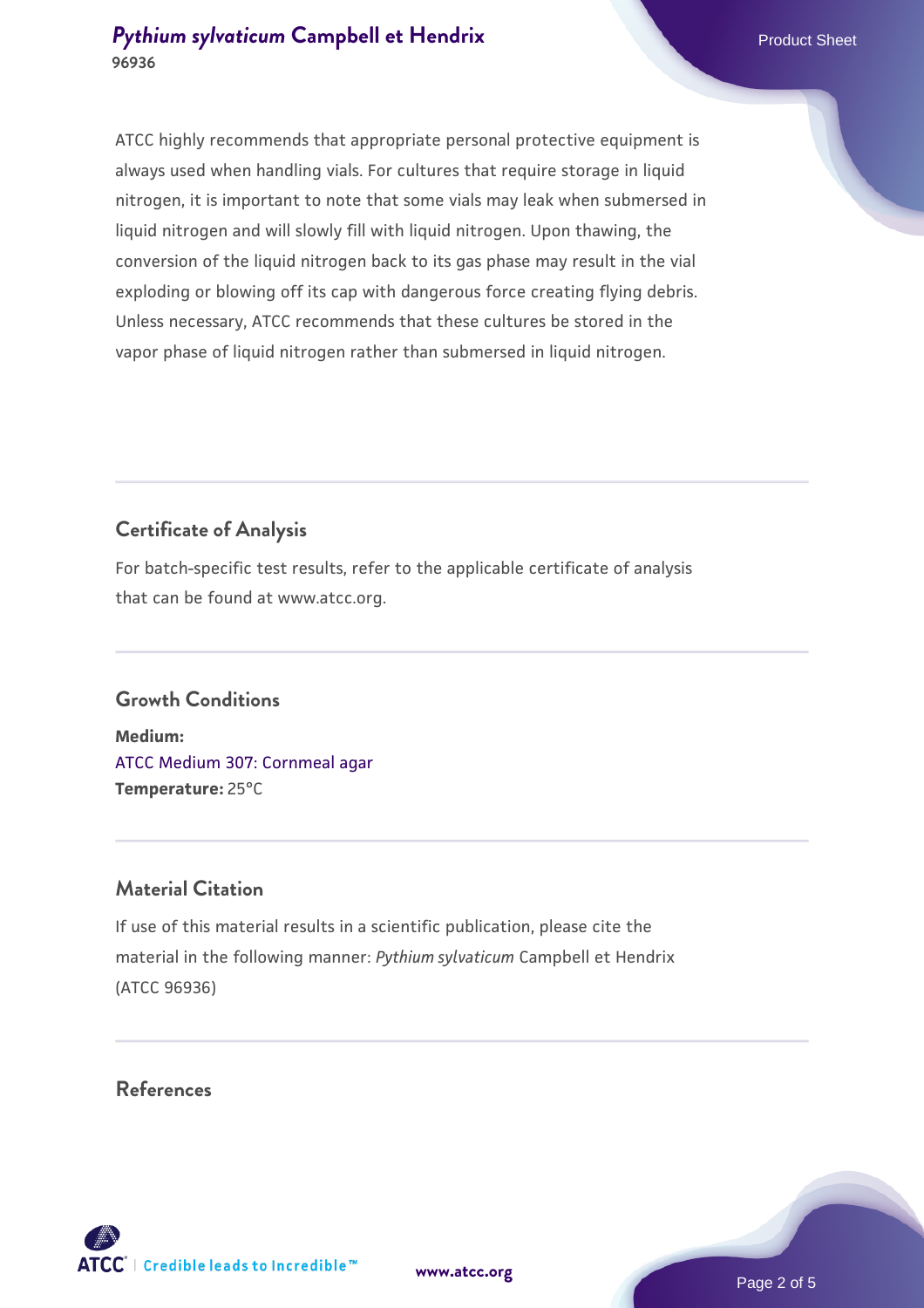ATCC highly recommends that appropriate personal protective equipment is always used when handling vials. For cultures that require storage in liquid nitrogen, it is important to note that some vials may leak when submersed in liquid nitrogen and will slowly fill with liquid nitrogen. Upon thawing, the conversion of the liquid nitrogen back to its gas phase may result in the vial exploding or blowing off its cap with dangerous force creating flying debris. Unless necessary, ATCC recommends that these cultures be stored in the vapor phase of liquid nitrogen rather than submersed in liquid nitrogen.

## Certificate of Analysis

For batch-specific test results, refer to the applicable certificate of analysis that can be found at www.atcc.org.

## Growth Conditions

**Medium:**
ATCC Medium 307: Cornmeal agar
**Temperature:** 25°C

## Material Citation

If use of this material results in a scientific publication, please cite the material in the following manner: *Pythium sylvaticum* Campbell et Hendrix (ATCC 96936)

## References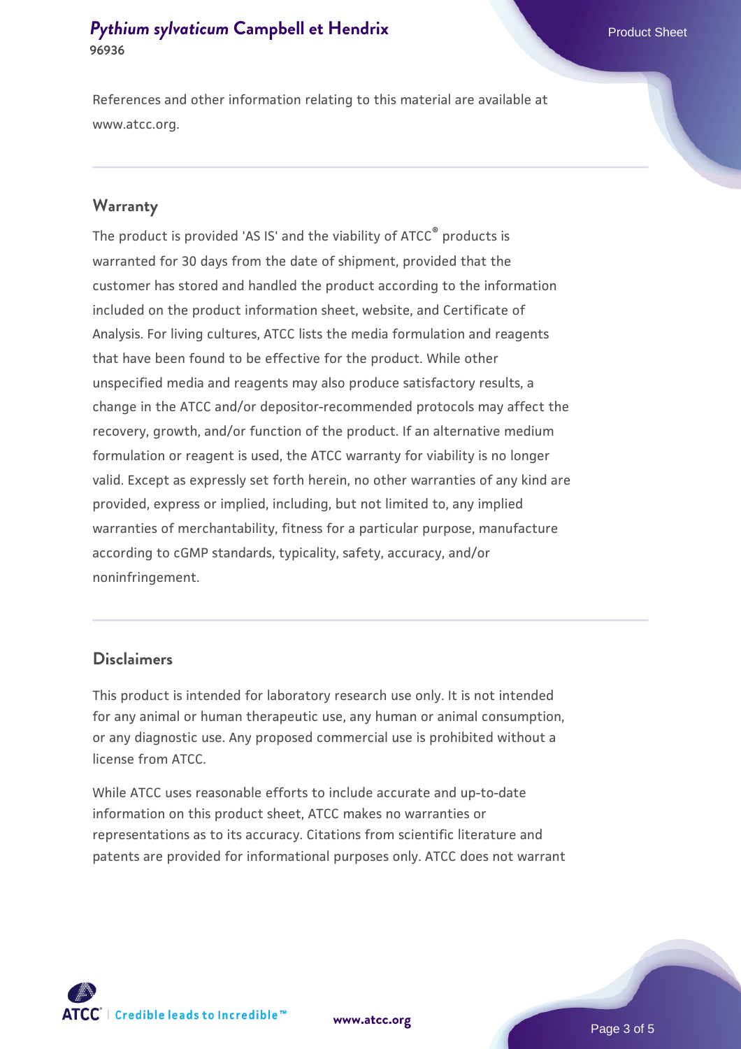References and other information relating to this material are available at www.atcc.org.

## Warranty

The product is provided 'AS IS' and the viability of ATCC® products is warranted for 30 days from the date of shipment, provided that the customer has stored and handled the product according to the information included on the product information sheet, website, and Certificate of Analysis. For living cultures, ATCC lists the media formulation and reagents that have been found to be effective for the product. While other unspecified media and reagents may also produce satisfactory results, a change in the ATCC and/or depositor-recommended protocols may affect the recovery, growth, and/or function of the product. If an alternative medium formulation or reagent is used, the ATCC warranty for viability is no longer valid. Except as expressly set forth herein, no other warranties of any kind are provided, express or implied, including, but not limited to, any implied warranties of merchantability, fitness for a particular purpose, manufacture according to cGMP standards, typicality, safety, accuracy, and/or noninfringement.

## Disclaimers

This product is intended for laboratory research use only. It is not intended for any animal or human therapeutic use, any human or animal consumption, or any diagnostic use. Any proposed commercial use is prohibited without a license from ATCC.

While ATCC uses reasonable efforts to include accurate and up-to-date information on this product sheet, ATCC makes no warranties or representations as to its accuracy. Citations from scientific literature and patents are provided for informational purposes only. ATCC does not warrant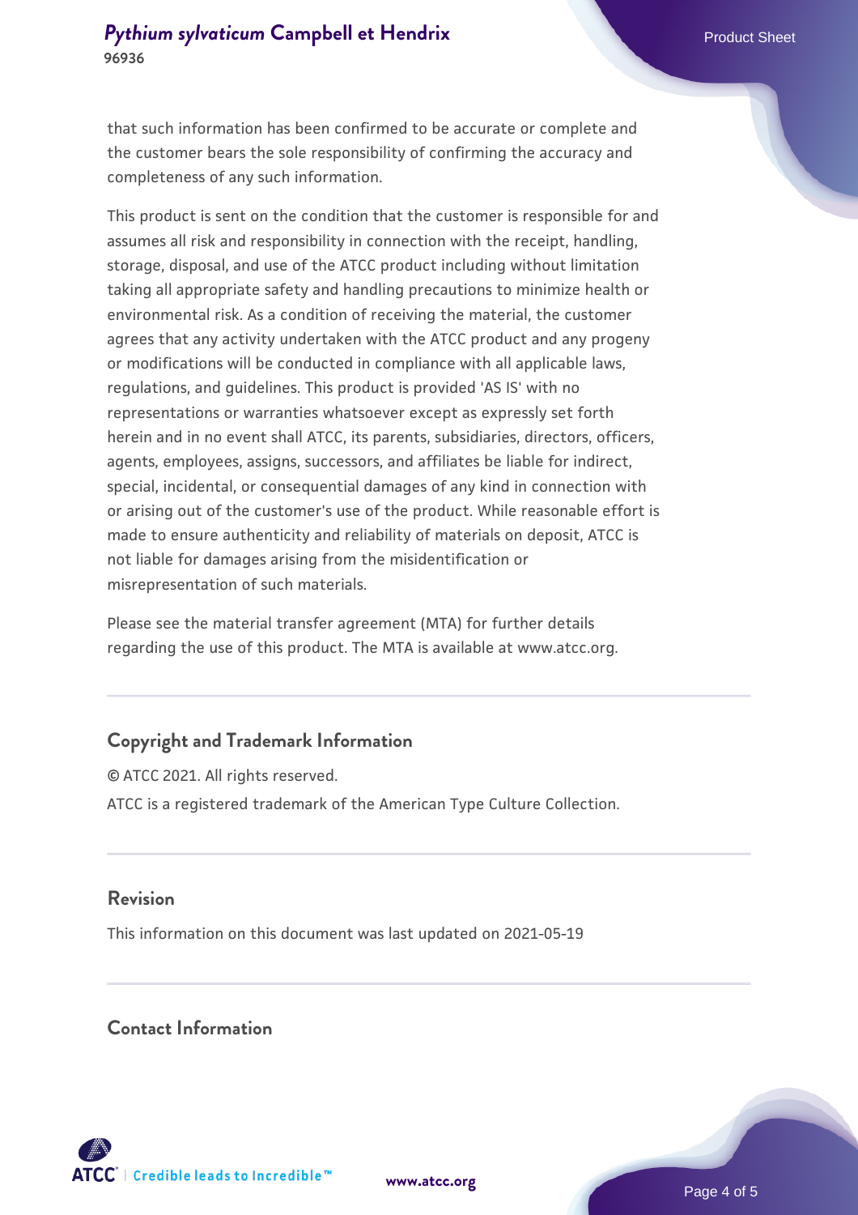that such information has been confirmed to be accurate or complete and the customer bears the sole responsibility of confirming the accuracy and completeness of any such information.

This product is sent on the condition that the customer is responsible for and assumes all risk and responsibility in connection with the receipt, handling, storage, disposal, and use of the ATCC product including without limitation taking all appropriate safety and handling precautions to minimize health or environmental risk. As a condition of receiving the material, the customer agrees that any activity undertaken with the ATCC product and any progeny or modifications will be conducted in compliance with all applicable laws, regulations, and guidelines. This product is provided 'AS IS' with no representations or warranties whatsoever except as expressly set forth herein and in no event shall ATCC, its parents, subsidiaries, directors, officers, agents, employees, assigns, successors, and affiliates be liable for indirect, special, incidental, or consequential damages of any kind in connection with or arising out of the customer's use of the product. While reasonable effort is made to ensure authenticity and reliability of materials on deposit, ATCC is not liable for damages arising from the misidentification or misrepresentation of such materials.

Please see the material transfer agreement (MTA) for further details regarding the use of this product. The MTA is available at www.atcc.org.

## Copyright and Trademark Information

© ATCC 2021. All rights reserved.

ATCC is a registered trademark of the American Type Culture Collection.

## Revision

This information on this document was last updated on 2021-05-19

## Contact Information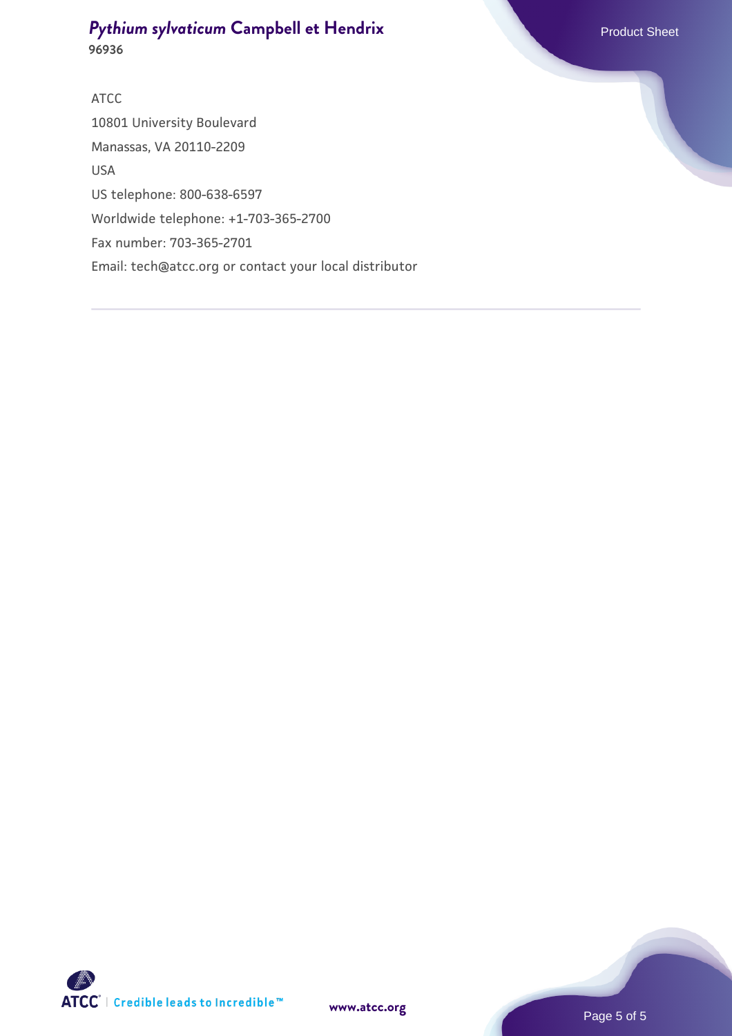ATCC

10801 University Boulevard

Manassas, VA 20110-2209

USA

US telephone: 800-638-6597

Worldwide telephone: +1-703-365-2700

Fax number: 703-365-2701

Email: tech@atcc.org or contact your local distributor